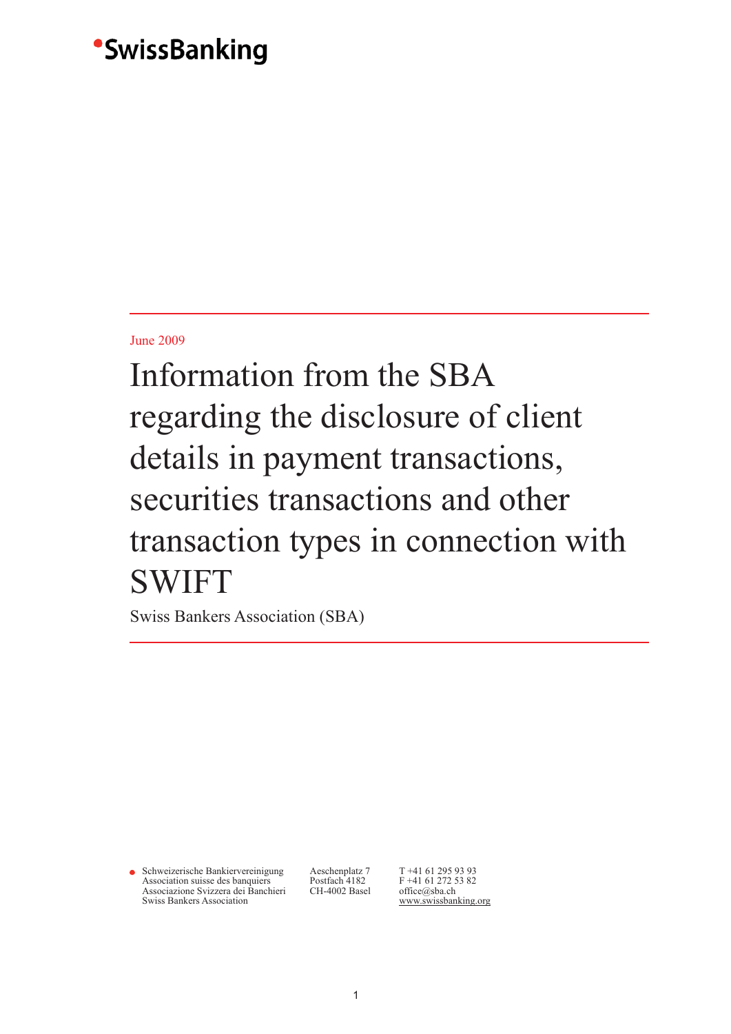SwissBanking

June 2009

# Information from the SBA regarding the disclosure of client details in payment transactions, securities transactions and other transaction types in connection with SWIFT

Swiss Bankers Association (SBA)

Schweizerische Bankiervereinigung
Association suisse des banquiers
Associazione Svizzera dei Banchieri
Swiss Bankers Association

Aeschenplatz 7
Postfach 4182
CH-4002 Basel

T +41 61 295 93 93
F +41 61 272 53 82
office@sba.ch
www.swissbanking.org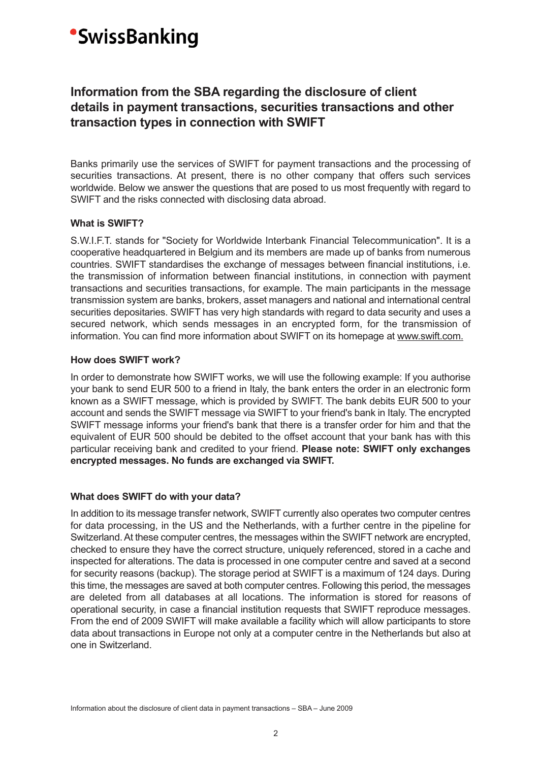# •SwissBanking

## Information from the SBA regarding the disclosure of client details in payment transactions, securities transactions and other transaction types in connection with SWIFT

Banks primarily use the services of SWIFT for payment transactions and the processing of securities transactions. At present, there is no other company that offers such services worldwide. Below we answer the questions that are posed to us most frequently with regard to SWIFT and the risks connected with disclosing data abroad.

### What is SWIFT?

S.W.I.F.T. stands for "Society for Worldwide Interbank Financial Telecommunication". It is a cooperative headquartered in Belgium and its members are made up of banks from numerous countries. SWIFT standardises the exchange of messages between financial institutions, i.e. the transmission of information between financial institutions, in connection with payment transactions and securities transactions, for example. The main participants in the message transmission system are banks, brokers, asset managers and national and international central securities depositaries. SWIFT has very high standards with regard to data security and uses a secured network, which sends messages in an encrypted form, for the transmission of information. You can find more information about SWIFT on its homepage at www.swift.com.

### How does SWIFT work?

In order to demonstrate how SWIFT works, we will use the following example: If you authorise your bank to send EUR 500 to a friend in Italy, the bank enters the order in an electronic form known as a SWIFT message, which is provided by SWIFT. The bank debits EUR 500 to your account and sends the SWIFT message via SWIFT to your friend's bank in Italy. The encrypted SWIFT message informs your friend's bank that there is a transfer order for him and that the equivalent of EUR 500 should be debited to the offset account that your bank has with this particular receiving bank and credited to your friend. **Please note: SWIFT only exchanges encrypted messages. No funds are exchanged via SWIFT.**

### What does SWIFT do with your data?

In addition to its message transfer network, SWIFT currently also operates two computer centres for data processing, in the US and the Netherlands, with a further centre in the pipeline for Switzerland. At these computer centres, the messages within the SWIFT network are encrypted, checked to ensure they have the correct structure, uniquely referenced, stored in a cache and inspected for alterations. The data is processed in one computer centre and saved at a second for security reasons (backup). The storage period at SWIFT is a maximum of 124 days. During this time, the messages are saved at both computer centres. Following this period, the messages are deleted from all databases at all locations. The information is stored for reasons of operational security, in case a financial institution requests that SWIFT reproduce messages. From the end of 2009 SWIFT will make available a facility which will allow participants to store data about transactions in Europe not only at a computer centre in the Netherlands but also at one in Switzerland.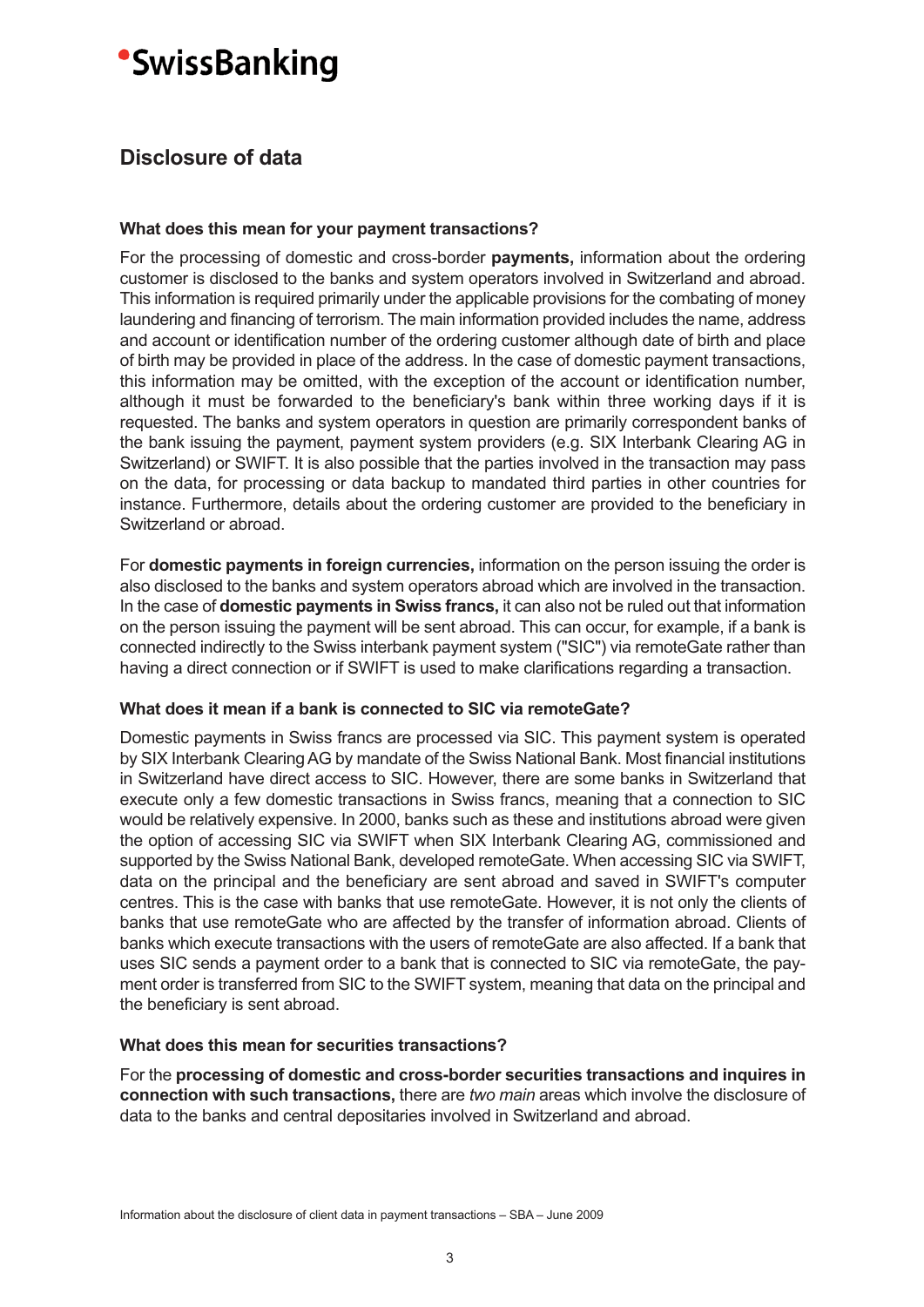## Disclosure of data

### What does this mean for your payment transactions?

For the processing of domestic and cross-border **payments,** information about the ordering customer is disclosed to the banks and system operators involved in Switzerland and abroad. This information is required primarily under the applicable provisions for the combating of money laundering and financing of terrorism. The main information provided includes the name, address and account or identification number of the ordering customer although date of birth and place of birth may be provided in place of the address. In the case of domestic payment transactions, this information may be omitted, with the exception of the account or identification number, although it must be forwarded to the beneficiary's bank within three working days if it is requested. The banks and system operators in question are primarily correspondent banks of the bank issuing the payment, payment system providers (e.g. SIX Interbank Clearing AG in Switzerland) or SWIFT. It is also possible that the parties involved in the transaction may pass on the data, for processing or data backup to mandated third parties in other countries for instance. Furthermore, details about the ordering customer are provided to the beneficiary in Switzerland or abroad.

For **domestic payments in foreign currencies,** information on the person issuing the order is also disclosed to the banks and system operators abroad which are involved in the transaction. In the case of **domestic payments in Swiss francs,** it can also not be ruled out that information on the person issuing the payment will be sent abroad. This can occur, for example, if a bank is connected indirectly to the Swiss interbank payment system ("SIC") via remoteGate rather than having a direct connection or if SWIFT is used to make clarifications regarding a transaction.

### What does it mean if a bank is connected to SIC via remoteGate?

Domestic payments in Swiss francs are processed via SIC. This payment system is operated by SIX Interbank Clearing AG by mandate of the Swiss National Bank. Most financial institutions in Switzerland have direct access to SIC. However, there are some banks in Switzerland that execute only a few domestic transactions in Swiss francs, meaning that a connection to SIC would be relatively expensive. In 2000, banks such as these and institutions abroad were given the option of accessing SIC via SWIFT when SIX Interbank Clearing AG, commissioned and supported by the Swiss National Bank, developed remoteGate. When accessing SIC via SWIFT, data on the principal and the beneficiary are sent abroad and saved in SWIFT's computer centres. This is the case with banks that use remoteGate. However, it is not only the clients of banks that use remoteGate who are affected by the transfer of information abroad. Clients of banks which execute transactions with the users of remoteGate are also affected. If a bank that uses SIC sends a payment order to a bank that is connected to SIC via remoteGate, the payment order is transferred from SIC to the SWIFT system, meaning that data on the principal and the beneficiary is sent abroad.

### What does this mean for securities transactions?

For the **processing of domestic and cross-border securities transactions and inquires in connection with such transactions,** there are *two main* areas which involve the disclosure of data to the banks and central depositaries involved in Switzerland and abroad.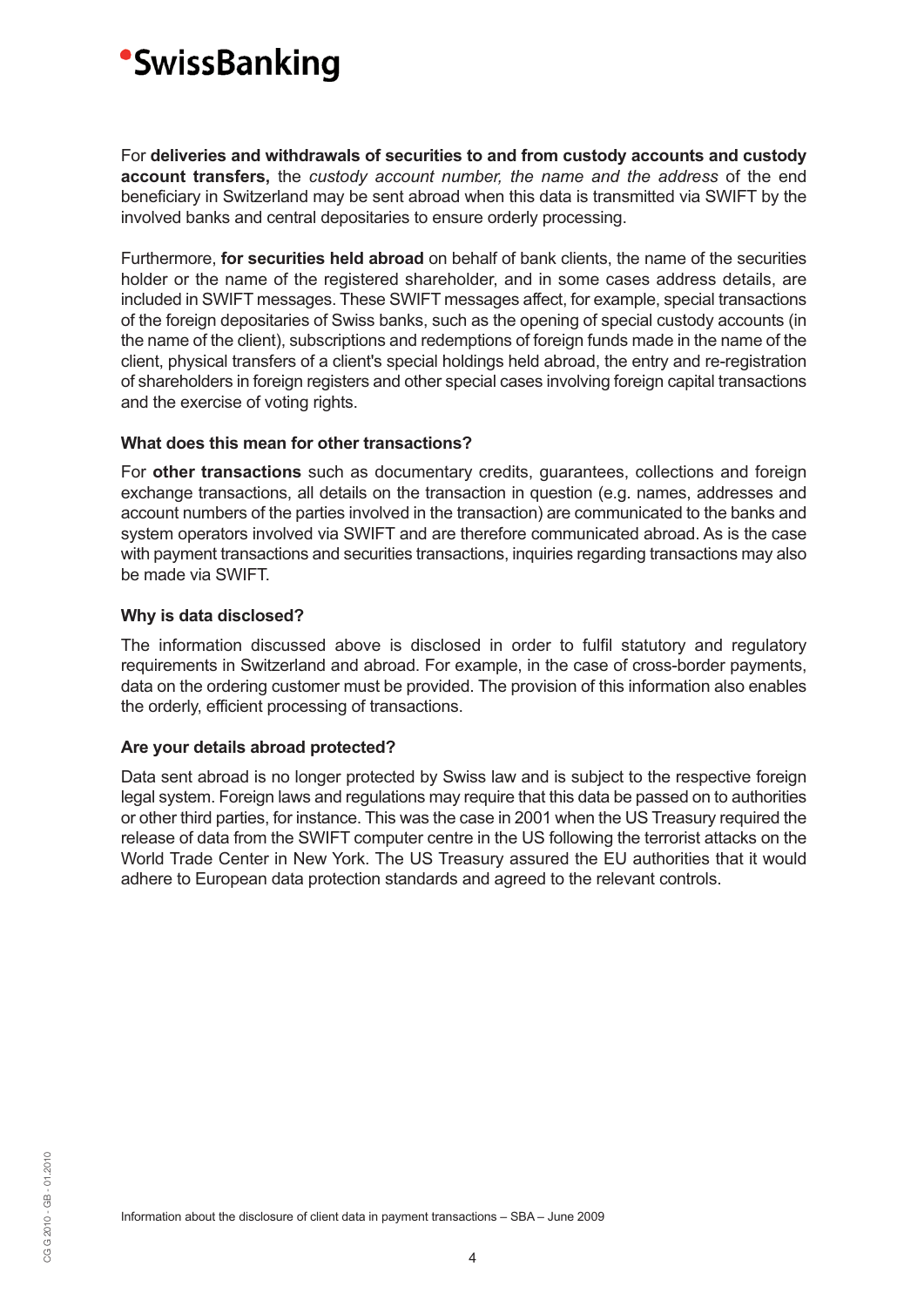For **deliveries and withdrawals of securities to and from custody accounts and custody account transfers,** the *custody account number, the name and the address* of the end beneficiary in Switzerland may be sent abroad when this data is transmitted via SWIFT by the involved banks and central depositaries to ensure orderly processing.

Furthermore, **for securities held abroad** on behalf of bank clients, the name of the securities holder or the name of the registered shareholder, and in some cases address details, are included in SWIFT messages. These SWIFT messages affect, for example, special transactions of the foreign depositaries of Swiss banks, such as the opening of special custody accounts (in the name of the client), subscriptions and redemptions of foreign funds made in the name of the client, physical transfers of a client's special holdings held abroad, the entry and re-registration of shareholders in foreign registers and other special cases involving foreign capital transactions and the exercise of voting rights.

### What does this mean for other transactions?

For **other transactions** such as documentary credits, guarantees, collections and foreign exchange transactions, all details on the transaction in question (e.g. names, addresses and account numbers of the parties involved in the transaction) are communicated to the banks and system operators involved via SWIFT and are therefore communicated abroad. As is the case with payment transactions and securities transactions, inquiries regarding transactions may also be made via SWIFT.

### Why is data disclosed?

The information discussed above is disclosed in order to fulfil statutory and regulatory requirements in Switzerland and abroad. For example, in the case of cross-border payments, data on the ordering customer must be provided. The provision of this information also enables the orderly, efficient processing of transactions.

### Are your details abroad protected?

Data sent abroad is no longer protected by Swiss law and is subject to the respective foreign legal system. Foreign laws and regulations may require that this data be passed on to authorities or other third parties, for instance. This was the case in 2001 when the US Treasury required the release of data from the SWIFT computer centre in the US following the terrorist attacks on the World Trade Center in New York. The US Treasury assured the EU authorities that it would adhere to European data protection standards and agreed to the relevant controls.